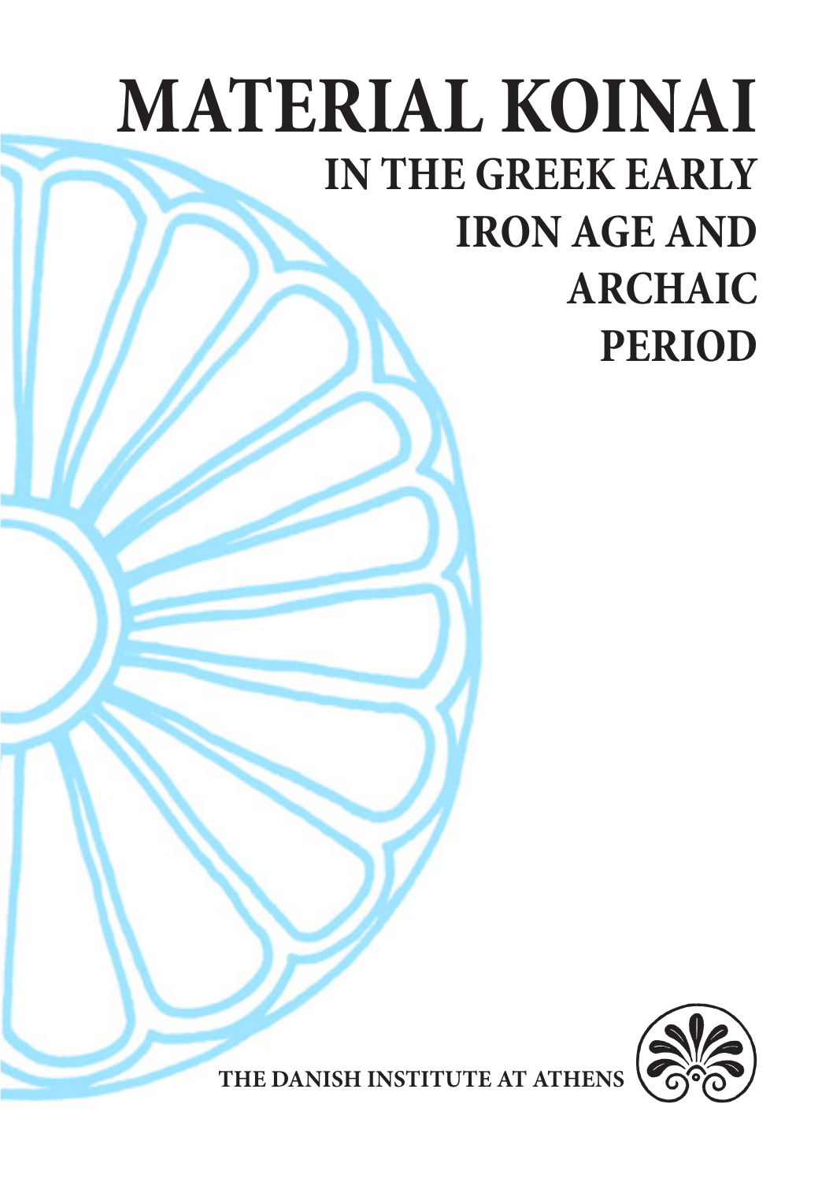# MATERIAL KOINAI

## IN THE GREEK EARLY IRON AGE AND ARCHAIC PERIOD

THE DANISH INSTITUTE AT ATHENS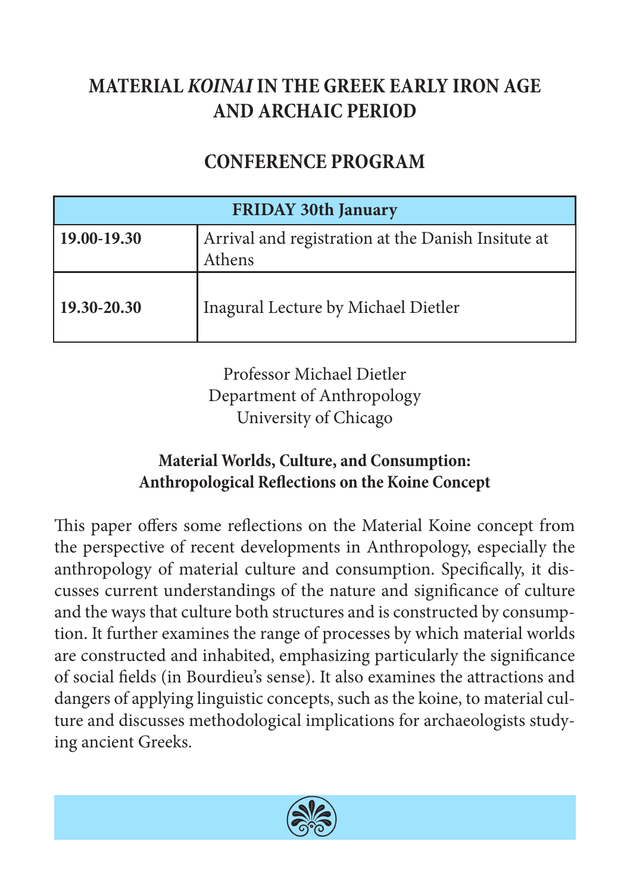# MATERIAL *KOINAI* IN THE GREEK EARLY IRON AGE AND ARCHAIC PERIOD

## CONFERENCE PROGRAM

| FRIDAY 30th January | |
|---|---|
| **19.00-19.30** | Arrival and registration at the Danish Insitute at Athens |
| **19.30-20.30** | Inagural Lecture by Michael Dietler |

Professor Michael Dietler
Department of Anthropology
University of Chicago

**Material Worlds, Culture, and Consumption: Anthropological Reflections on the Koine Concept**

This paper offers some reflections on the Material Koine concept from the perspective of recent developments in Anthropology, especially the anthropology of material culture and consumption. Specifically, it discusses current understandings of the nature and significance of culture and the ways that culture both structures and is constructed by consumption. It further examines the range of processes by which material worlds are constructed and inhabited, emphasizing particularly the significance of social fields (in Bourdieu's sense). It also examines the attractions and dangers of applying linguistic concepts, such as the koine, to material culture and discusses methodological implications for archaeologists studying ancient Greeks.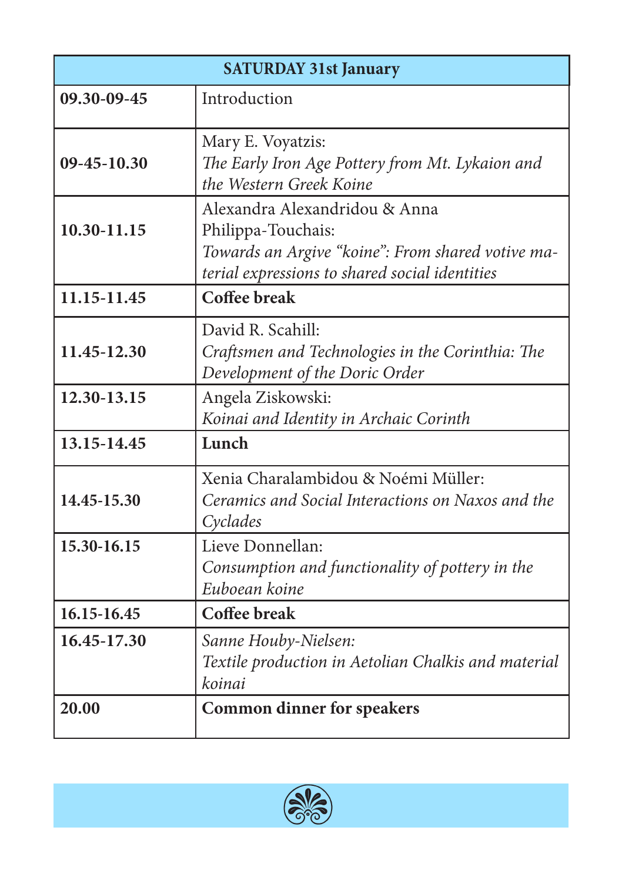| SATURDAY 31st January | |
|---|---|
| **09.30-09-45** | Introduction |
| **09-45-10.30** | Mary E. Voyatzis:<br>*The Early Iron Age Pottery from Mt. Lykaion and the Western Greek Koine* |
| **10.30-11.15** | Alexandra Alexandridou & Anna Philippa-Touchais:<br>*Towards an Argive "koine": From shared votive material expressions to shared social identities* |
| **11.15-11.45** | **Coffee break** |
| **11.45-12.30** | David R. Scahill:<br>*Craftsmen and Technologies in the Corinthia: The Development of the Doric Order* |
| **12.30-13.15** | Angela Ziskowski:<br>*Koinai and Identity in Archaic Corinth* |
| **13.15-14.45** | **Lunch** |
| **14.45-15.30** | Xenia Charalambidou & Noémi Müller:<br>*Ceramics and Social Interactions on Naxos and the Cyclades* |
| **15.30-16.15** | Lieve Donnellan:<br>*Consumption and functionality of pottery in the Euboean koine* |
| **16.15-16.45** | **Coffee break** |
| **16.45-17.30** | *Sanne Houby-Nielsen:*<br>*Textile production in Aetolian Chalkis and material koinai* |
| **20.00** | **Common dinner for speakers** |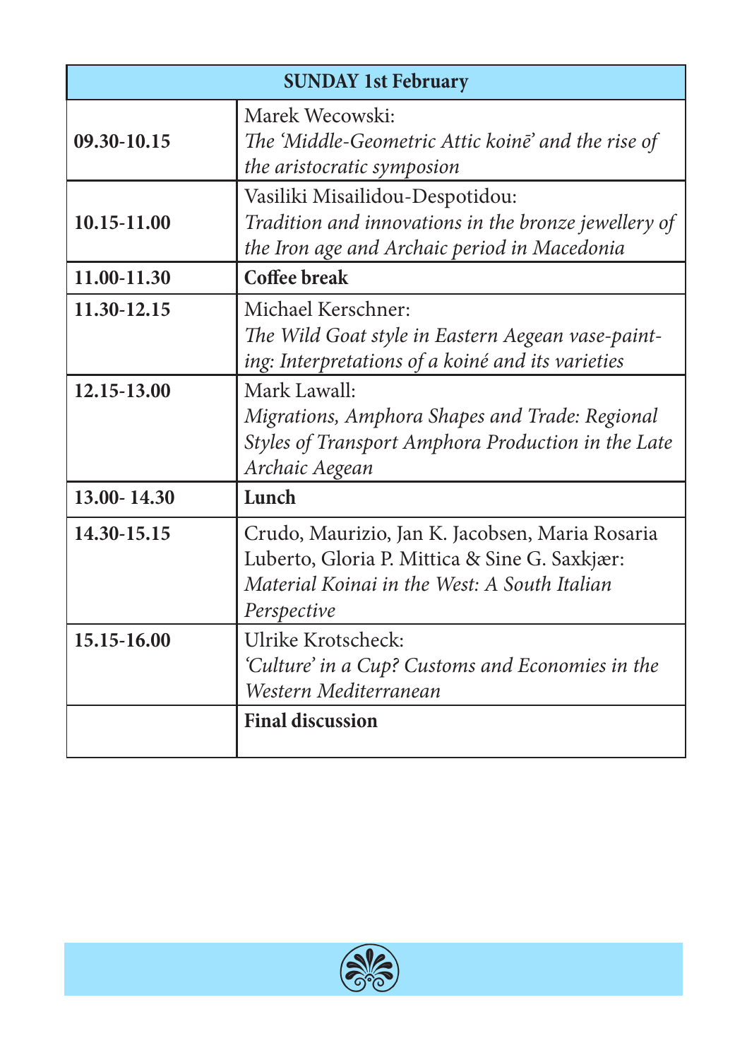| SUNDAY 1st February | |
|---|---|
| **09.30-10.15** | Marek Wecowski:<br>*The 'Middle-Geometric Attic koinē' and the rise of the aristocratic symposion* |
| **10.15-11.00** | Vasiliki Misailidou-Despotidou:<br>*Tradition and innovations in the bronze jewellery of the Iron age and Archaic period in Macedonia* |
| **11.00-11.30** | **Coffee break** |
| **11.30-12.15** | Michael Kerschner:<br>*The Wild Goat style in Eastern Aegean vase-painting: Interpretations of a koiné and its varieties* |
| **12.15-13.00** | Mark Lawall:<br>*Migrations, Amphora Shapes and Trade: Regional Styles of Transport Amphora Production in the Late Archaic Aegean* |
| **13.00- 14.30** | **Lunch** |
| **14.30-15.15** | Crudo, Maurizio, Jan K. Jacobsen, Maria Rosaria Luberto, Gloria P. Mittica & Sine G. Saxkjær:<br>*Material Koinai in the West: A South Italian Perspective* |
| **15.15-16.00** | Ulrike Krotscheck:<br>*'Culture' in a Cup? Customs and Economies in the Western Mediterranean* |
| | **Final discussion** |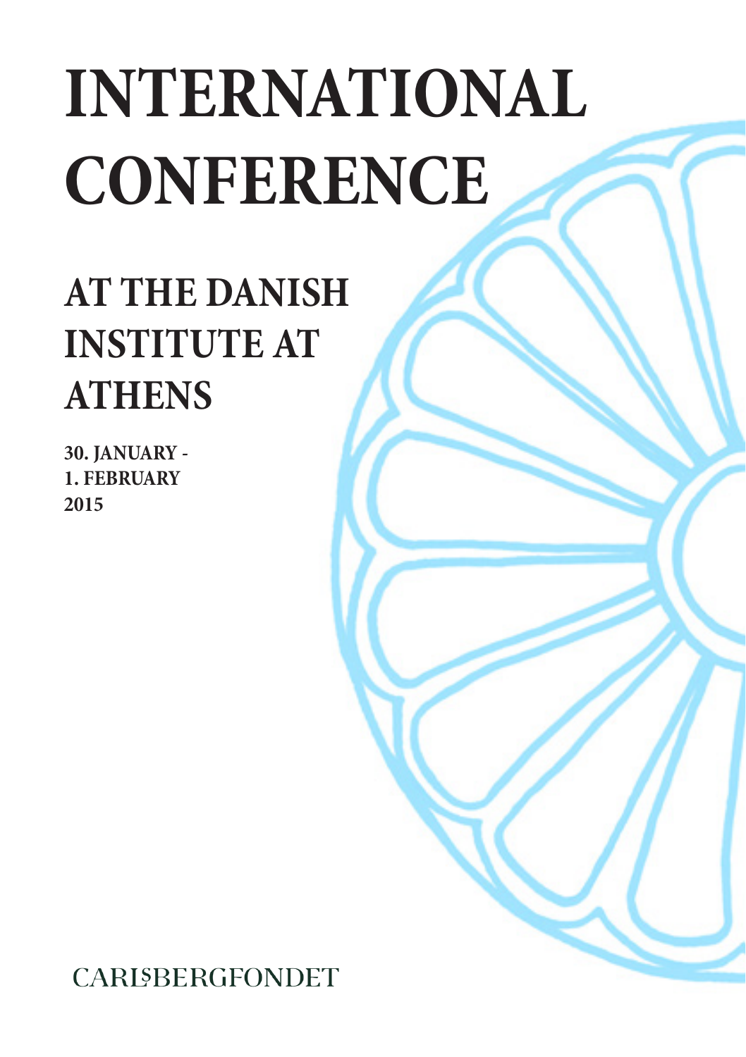# INTERNATIONAL CONFERENCE

## AT THE DANISH INSTITUTE AT ATHENS

**30. JANUARY - 1. FEBRUARY 2015**

CARLSBERGFONDET